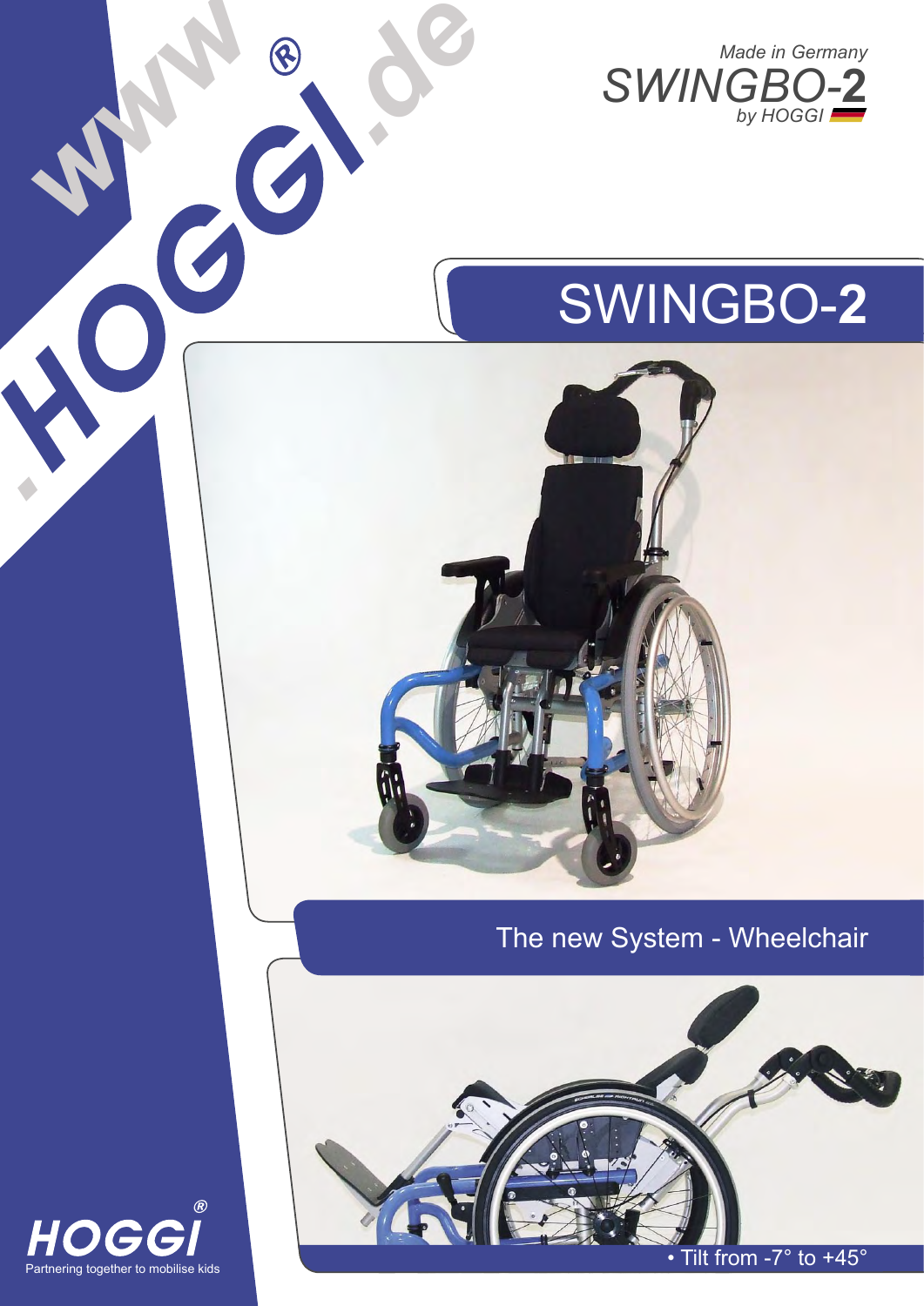www.HOGGI®.de

*Made in Germany*
*SWINGBO-2*
*by HOGGI*

# SWINGBO-2

## The new System - Wheelchair

• Tilt from -7° to +45°

**HOGGI®**
Partnering together to mobilise kids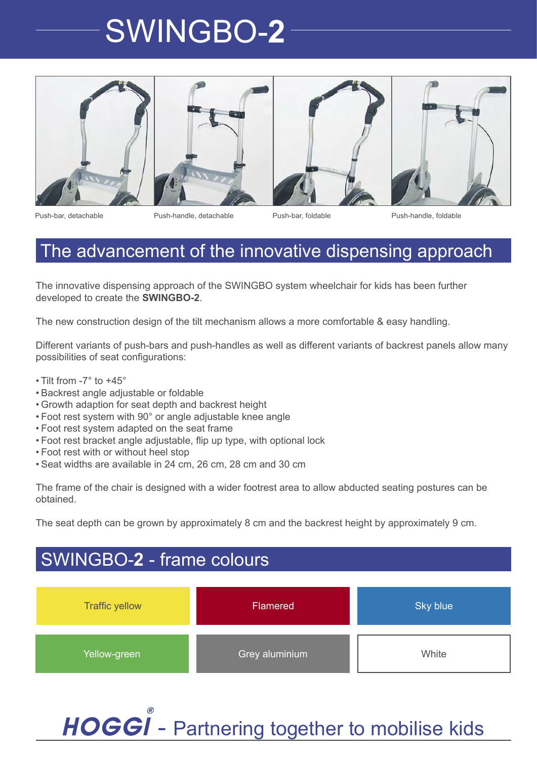# SWINGBO-**2**

Push-bar, detachable | Push-handle, detachable | Push-bar, foldable | Push-handle, foldable

## The advancement of the innovative dispensing approach

The innovative dispensing approach of the SWINGBO system wheelchair for kids has been further developed to create the **SWINGBO-2**.

The new construction design of the tilt mechanism allows a more comfortable & easy handling.

Different variants of push-bars and push-handles as well as different variants of backrest panels allow many possibilities of seat configurations:

- Tilt from -7° to +45°
- Backrest angle adjustable or foldable
- Growth adaption for seat depth and backrest height
- Foot rest system with 90° or angle adjustable knee angle
- Foot rest system adapted on the seat frame
- Foot rest bracket angle adjustable, flip up type, with optional lock
- Foot rest with or without heel stop
- Seat widths are available in 24 cm, 26 cm, 28 cm and 30 cm

The frame of the chair is designed with a wider footrest area to allow abducted seating postures can be obtained.

The seat depth can be grown by approximately 8 cm and the backrest height by approximately 9 cm.

## SWINGBO-**2** - frame colours

| Traffic yellow | Flamered | Sky blue |
|---|---|---|
| Yellow-green | Grey aluminium | White |

**HOGGI®** - Partnering together to mobilise kids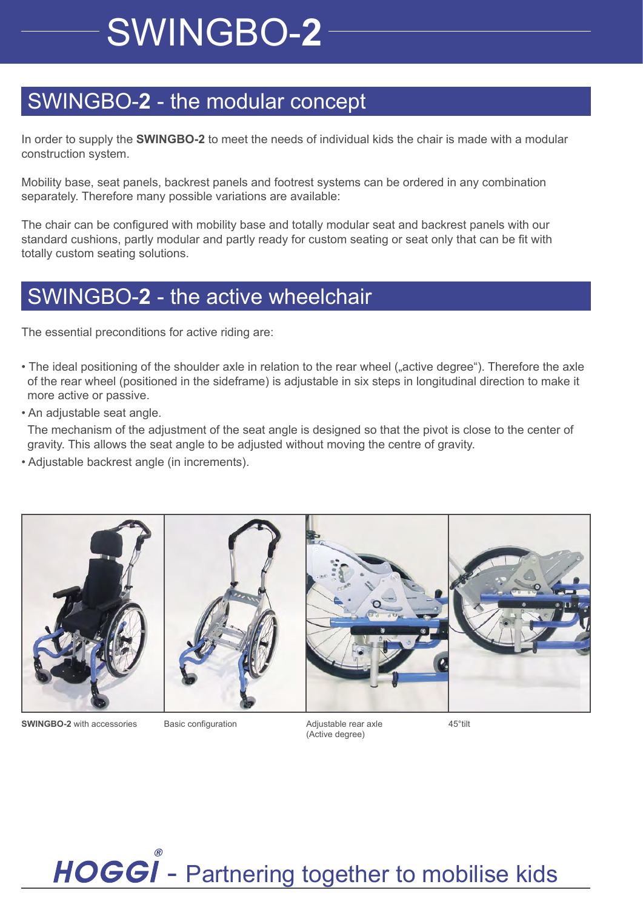# SWINGBO-**2**

## SWINGBO-**2** - the modular concept

In order to supply the **SWINGBO-2** to meet the needs of individual kids the chair is made with a modular construction system.

Mobility base, seat panels, backrest panels and footrest systems can be ordered in any combination separately. Therefore many possible variations are available:

The chair can be configured with mobility base and totally modular seat and backrest panels with our standard cushions, partly modular and partly ready for custom seating or seat only that can be fit with totally custom seating solutions.

## SWINGBO-**2** - the active wheelchair

The essential preconditions for active riding are:

- The ideal positioning of the shoulder axle in relation to the rear wheel („active degree"). Therefore the axle of the rear wheel (positioned in the sideframe) is adjustable in six steps in longitudinal direction to make it more active or passive.
- An adjustable seat angle.
  The mechanism of the adjustment of the seat angle is designed so that the pivot is close to the center of gravity. This allows the seat angle to be adjusted without moving the centre of gravity.
- Adjustable backrest angle (in increments).

**SWINGBO-2** with accessories

Basic configuration

Adjustable rear axle (Active degree)

45°tilt

**HOGGI**® - Partnering together to mobilise kids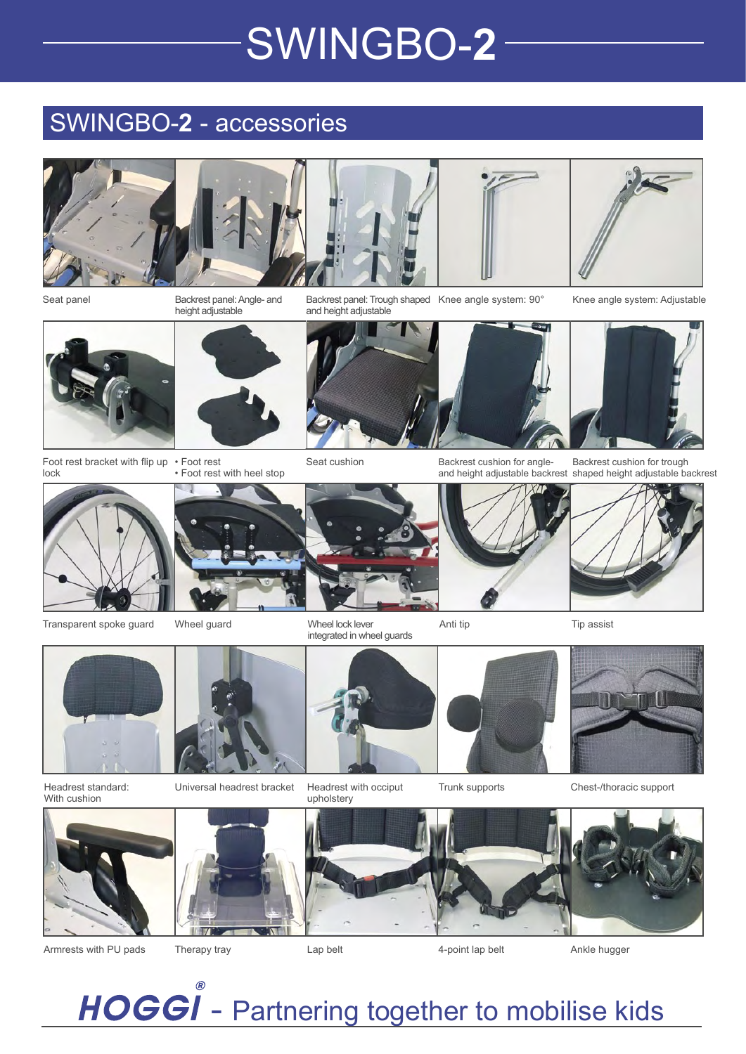# SWINGBO-**2**

## SWINGBO-**2** - accessories

Seat panel

Backrest panel: Angle- and height adjustable

Backrest panel: Trough shaped and height adjustable

Knee angle system: 90°

Knee angle system: Adjustable

Foot rest bracket with flip up lock

- Foot rest
- Foot rest with heel stop

Seat cushion

Backrest cushion for angle- and height adjustable backrest

Backrest cushion for trough shaped height adjustable backrest

Transparent spoke guard

Wheel guard

Wheel lock lever integrated in wheel guards

Anti tip

Tip assist

Headrest standard: With cushion

Universal headrest bracket

Headrest with occiput upholstery

Trunk supports

Chest-/thoracic support

Armrests with PU pads

Therapy tray

Lap belt

4-point lap belt

Ankle hugger

***HOGGI***® - Partnering together to mobilise kids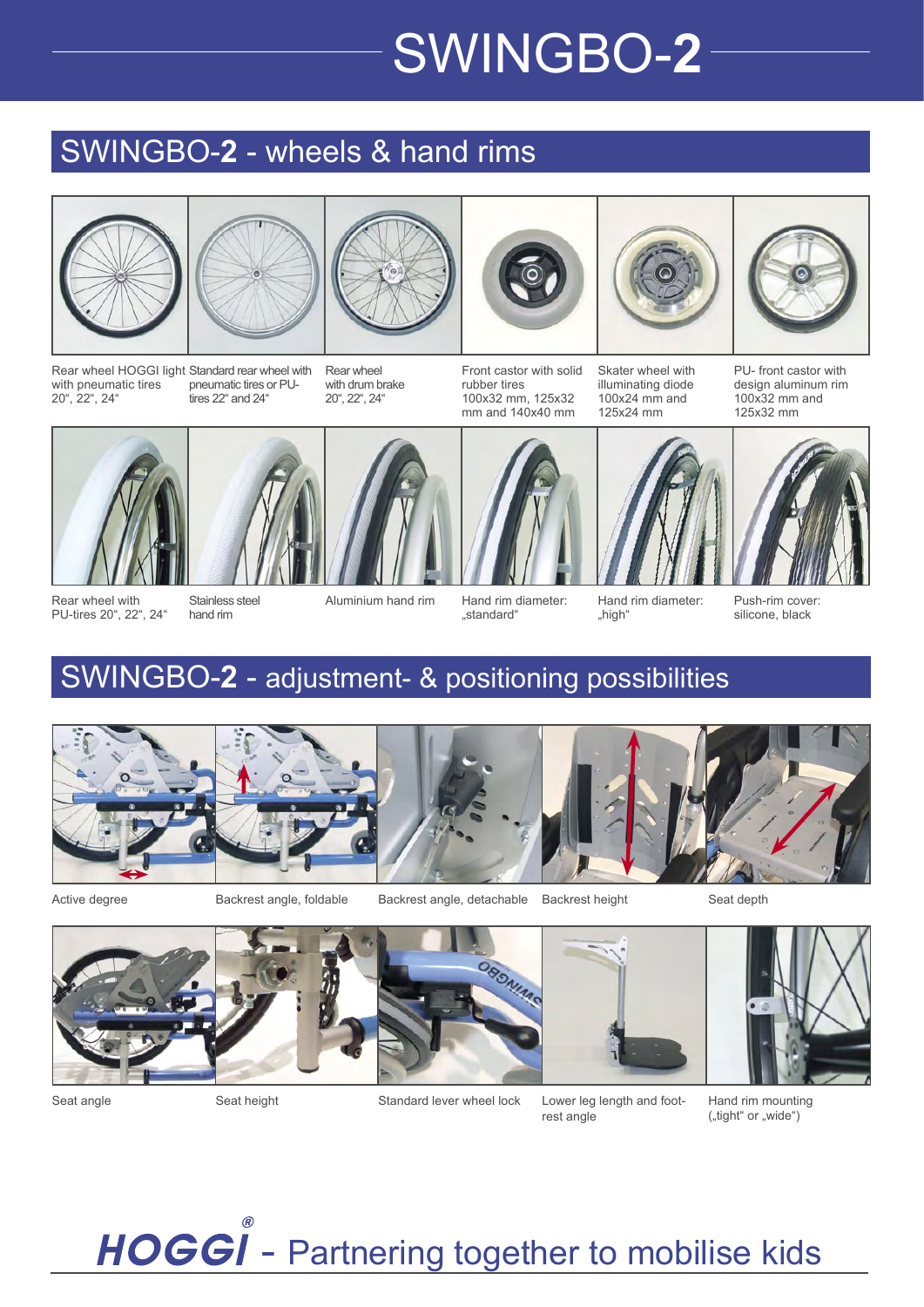# SWINGBO-**2**

## SWINGBO-**2** - wheels & hand rims

Rear wheel HOGGI light with pneumatic tires 20“, 22“, 24“

Standard rear wheel with pneumatic tires or PU-tires 22“ and 24“

Rear wheel with drum brake 20“, 22“, 24“

Front castor with solid rubber tires 100x32 mm, 125x32 mm and 140x40 mm

Skater wheel with illuminating diode 100x24 mm and 125x24 mm

PU- front castor with design aluminum rim 100x32 mm and 125x32 mm

Rear wheel with PU-tires 20“, 22“, 24“

Stainless steel hand rim

Aluminium hand rim

Hand rim diameter: „standard“

Hand rim diameter: „high“

Push-rim cover: silicone, black

## SWINGBO-**2** - adjustment- & positioning possibilities

Active degree

Backrest angle, foldable

Backrest angle, detachable

Backrest height

Seat depth

Seat angle

Seat height

Standard lever wheel lock

Lower leg length and foot-rest angle

Hand rim mounting („tight“ or „wide“)

**HOGGI®** - Partnering together to mobilise kids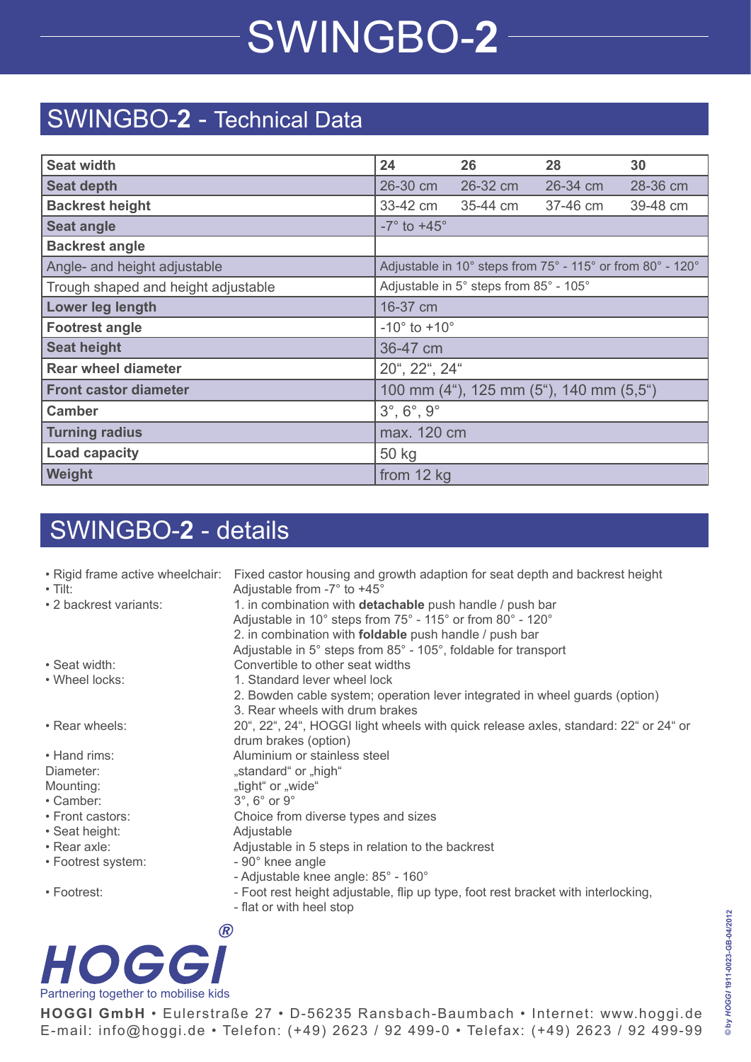# SWINGBO-**2**

## SWINGBO-**2** - Technical Data

| | | | | |
|---|---|---|---|---|
| **Seat width** | **24** | **26** | **28** | **30** |
| **Seat depth** | 26-30 cm | 26-32 cm | 26-34 cm | 28-36 cm |
| **Backrest height** | 33-42 cm | 35-44 cm | 37-46 cm | 39-48 cm |
| **Seat angle** | -7° to +45° | | | |
| **Backrest angle** | | | | |
| Angle- and height adjustable | Adjustable in 10° steps from 75° - 115° or from 80° - 120° | | | |
| Trough shaped and height adjustable | Adjustable in 5° steps from 85° - 105° | | | |
| **Lower leg length** | 16-37 cm | | | |
| **Footrest angle** | -10° to +10° | | | |
| **Seat height** | 36-47 cm | | | |
| **Rear wheel diameter** | 20“, 22“, 24“ | | | |
| **Front castor diameter** | 100 mm (4“), 125 mm (5“), 140 mm (5,5“) | | | |
| **Camber** | 3°, 6°, 9° | | | |
| **Turning radius** | max. 120 cm | | | |
| **Load capacity** | 50 kg | | | |
| **Weight** | from 12 kg | | | |

## SWINGBO-**2** - details

- Rigid frame active wheelchair: Fixed castor housing and growth adaption for seat depth and backrest height
- Tilt: Adjustable from -7° to +45°
- 2 backrest variants:
  1. in combination with **detachable** push handle / push bar
     Adjustable in 10° steps from 75° - 115° or from 80° - 120°
  2. in combination with **foldable** push handle / push bar
     Adjustable in 5° steps from 85° - 105°, foldable for transport
- Seat width: Convertible to other seat widths
- Wheel locks:
  1. Standard lever wheel lock
  2. Bowden cable system; operation lever integrated in wheel guards (option)
  3. Rear wheels with drum brakes
- Rear wheels: 20“, 22“, 24“, HOGGI light wheels with quick release axles, standard: 22“ or 24“ or drum brakes (option)
- Hand rims: Aluminium or stainless steel
  Diameter: „standard“ or „high“
  Mounting: „tight“ or „wide“
- Camber: 3°, 6° or 9°
- Front castors: Choice from diverse types and sizes
- Seat height: Adjustable
- Rear axle: Adjustable in 5 steps in relation to the backrest
- Footrest system:
  - 90° knee angle
  - Adjustable knee angle: 85° - 160°
- Footrest:
  - Foot rest height adjustable, flip up type, foot rest bracket with interlocking,
  - flat or with heel stop

HOGGI®
Partnering together to mobilise kids

**HOGGI GmbH** • Eulerstraße 27 • D-56235 Ransbach-Baumbach • Internet: www.hoggi.de
E-mail: info@hoggi.de • Telefon: (+49) 2623 / 92 499-0 • Telefax: (+49) 2623 / 92 499-99

© by *HOGGI* 1911-0023-GB-04/2012